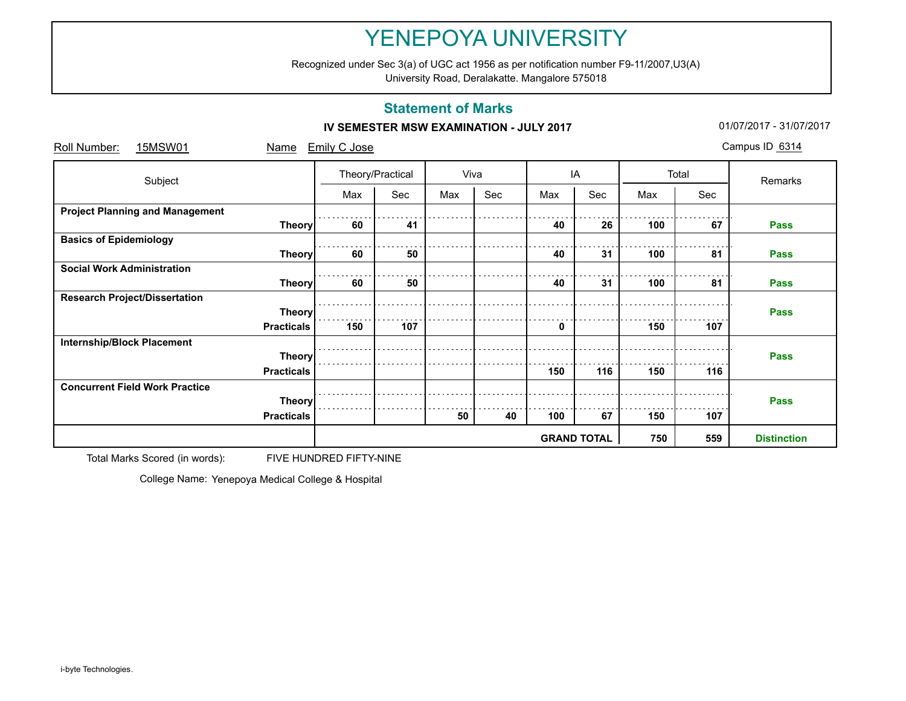# YENEPOYA UNIVERSITY

Recognized under Sec 3(a) of UGC act 1956 as per notification number F9-11/2007,U3(A)
University Road, Deralakatte. Mangalore 575018

## Statement of Marks

**IV SEMESTER MSW EXAMINATION - JULY 2017**

01/07/2017 - 31/07/2017

Roll Number: 15MSW01 Name Emily C Jose Campus ID 6314

| Subject | | Theory/Practical | | Viva | | IA | | Total | | Remarks |
|---|---|---|---|---|---|---|---|---|---|---|
| | | Max | Sec | Max | Sec | Max | Sec | Max | Sec | |
| **Project Planning and Management** | **Theory** | **60** | **41** | | | **40** | **26** | **100** | **67** | **Pass** |
| **Basics of Epidemiology** | **Theory** | **60** | **50** | | | **40** | **31** | **100** | **81** | **Pass** |
| **Social Work Administration** | **Theory** | **60** | **50** | | | **40** | **31** | **100** | **81** | **Pass** |
| **Research Project/Dissertation** | **Theory** | | | | | | | | | **Pass** |
| | **Practicals** | **150** | **107** | | | **0** | | **150** | **107** | |
| **Internship/Block Placement** | **Theory** | | | | | | | | | **Pass** |
| | **Practicals** | | | | | **150** | **116** | **150** | **116** | |
| **Concurrent Field Work Practice** | **Theory** | | | | | | | | | **Pass** |
| | **Practicals** | | | **50** | **40** | **100** | **67** | **150** | **107** | |
| | | | | | | **GRAND TOTAL** | | **750** | **559** | **Distinction** |

Total Marks Scored (in words): FIVE HUNDRED FIFTY-NINE

College Name: Yenepoya Medical College & Hospital

i-byte Technologies.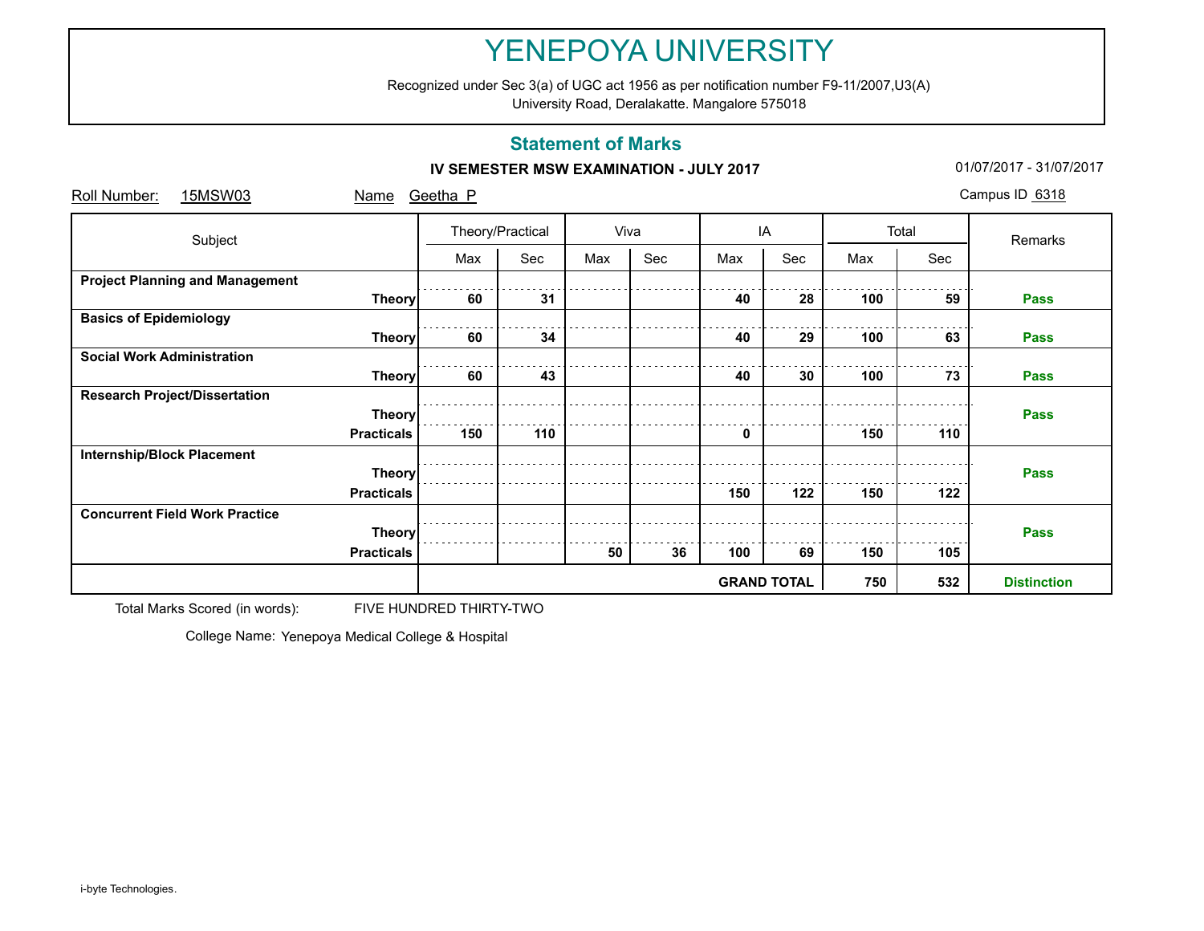# YENEPOYA UNIVERSITY

Recognized under Sec 3(a) of UGC act 1956 as per notification number F9-11/2007,U3(A)
University Road, Deralakatte. Mangalore 575018

## Statement of Marks

**IV SEMESTER MSW EXAMINATION - JULY 2017**

01/07/2017 - 31/07/2017

Roll Number: 15MSW03 Name Geetha P Campus ID 6318

| Subject | | Theory/Practical | | Viva | | IA | | Total | | Remarks |
|---|---|---|---|---|---|---|---|---|---|---|
| | | Max | Sec | Max | Sec | Max | Sec | Max | Sec | |
| **Project Planning and Management** | **Theory** | **60** | **31** | | | **40** | **28** | **100** | **59** | **Pass** |
| **Basics of Epidemiology** | **Theory** | **60** | **34** | | | **40** | **29** | **100** | **63** | **Pass** |
| **Social Work Administration** | **Theory** | **60** | **43** | | | **40** | **30** | **100** | **73** | **Pass** |
| **Research Project/Dissertation** | **Theory** | | | | | | | | | **Pass** |
| | **Practicals** | **150** | **110** | | | **0** | | **150** | **110** | |
| **Internship/Block Placement** | **Theory** | | | | | | | | | **Pass** |
| | **Practicals** | | | | | **150** | **122** | **150** | **122** | |
| **Concurrent Field Work Practice** | **Theory** | | | | | | | | | **Pass** |
| | **Practicals** | | | **50** | **36** | **100** | **69** | **150** | **105** | |
| | | | | | | **GRAND TOTAL** | | **750** | **532** | **Distinction** |

Total Marks Scored (in words): FIVE HUNDRED THIRTY-TWO

College Name: Yenepoya Medical College & Hospital

i-byte Technologies.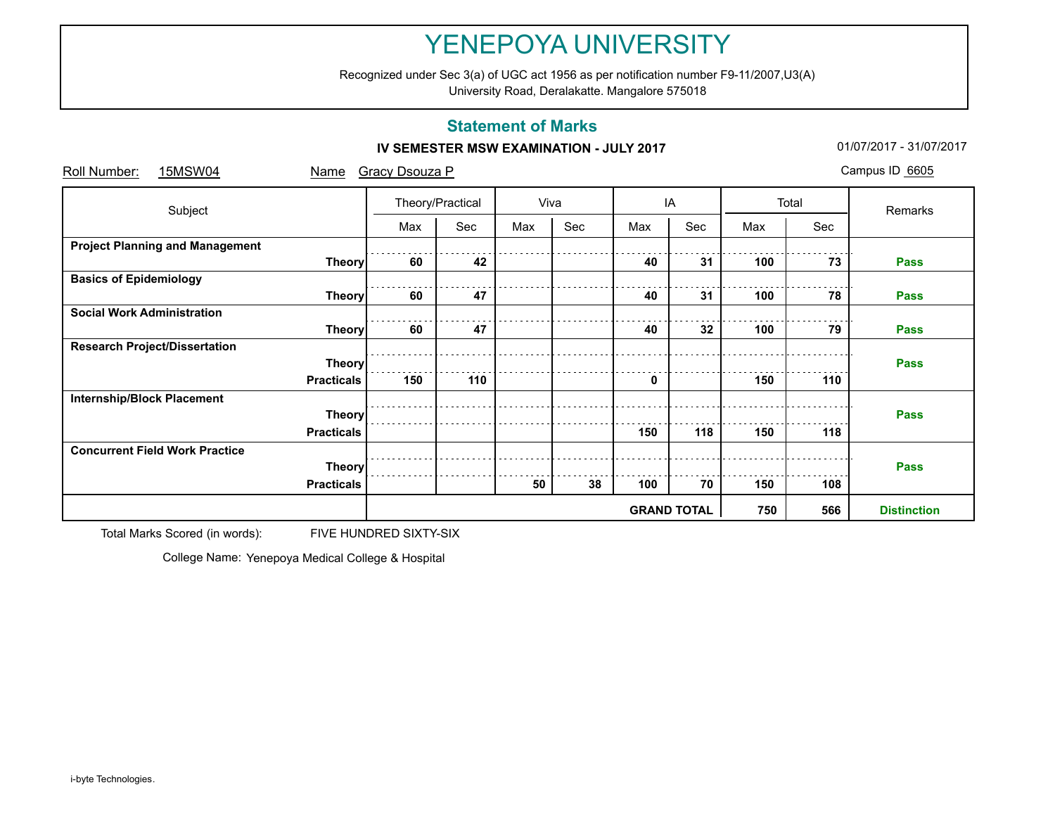# YENEPOYA UNIVERSITY

Recognized under Sec 3(a) of UGC act 1956 as per notification number F9-11/2007,U3(A)
University Road, Deralakatte. Mangalore 575018

## Statement of Marks

**IV SEMESTER MSW EXAMINATION - JULY 2017**

01/07/2017 - 31/07/2017

Roll Number: 15MSW04 Name Gracy Dsouza P Campus ID 6605

| Subject | | Theory/Practical | | Viva | | IA | | Total | | Remarks |
|---|---|---|---|---|---|---|---|---|---|---|
| | | Max | Sec | Max | Sec | Max | Sec | Max | Sec | |
| **Project Planning and Management** | **Theory** | **60** | **42** | | | **40** | **31** | **100** | **73** | **Pass** |
| **Basics of Epidemiology** | **Theory** | **60** | **47** | | | **40** | **31** | **100** | **78** | **Pass** |
| **Social Work Administration** | **Theory** | **60** | **47** | | | **40** | **32** | **100** | **79** | **Pass** |
| **Research Project/Dissertation** | **Theory** | | | | | | | | | **Pass** |
| | **Practicals** | **150** | **110** | | | **0** | | **150** | **110** | |
| **Internship/Block Placement** | **Theory** | | | | | | | | | **Pass** |
| | **Practicals** | | | | | **150** | **118** | **150** | **118** | |
| **Concurrent Field Work Practice** | **Theory** | | | | | | | | | **Pass** |
| | **Practicals** | | | **50** | **38** | **100** | **70** | **150** | **108** | |
| | | | | | | **GRAND TOTAL** | | **750** | **566** | **Distinction** |

Total Marks Scored (in words): FIVE HUNDRED SIXTY-SIX

College Name: Yenepoya Medical College & Hospital

i-byte Technologies.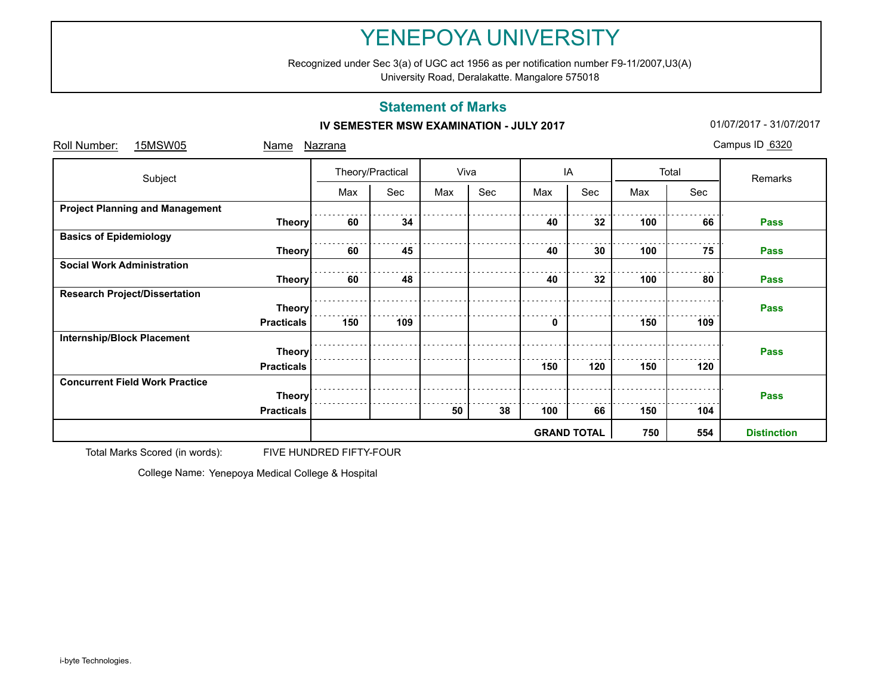# YENEPOYA UNIVERSITY

Recognized under Sec 3(a) of UGC act 1956 as per notification number F9-11/2007,U3(A)
University Road, Deralakatte. Mangalore 575018

## Statement of Marks

**IV SEMESTER MSW EXAMINATION - JULY 2017**

01/07/2017 - 31/07/2017

Roll Number: 15MSW05 Name Nazrana Campus ID 6320

| Subject | | Theory/Practical | | Viva | | IA | | Total | | Remarks |
|---|---|---|---|---|---|---|---|---|---|---|
| | | Max | Sec | Max | Sec | Max | Sec | Max | Sec | |
| **Project Planning and Management** | **Theory** | **60** | **34** | | | **40** | **32** | **100** | **66** | **Pass** |
| **Basics of Epidemiology** | **Theory** | **60** | **45** | | | **40** | **30** | **100** | **75** | **Pass** |
| **Social Work Administration** | **Theory** | **60** | **48** | | | **40** | **32** | **100** | **80** | **Pass** |
| **Research Project/Dissertation** | **Theory** | | | | | | | | | **Pass** |
| | **Practicals** | **150** | **109** | | | **0** | | **150** | **109** | |
| **Internship/Block Placement** | **Theory** | | | | | | | | | **Pass** |
| | **Practicals** | | | | | **150** | **120** | **150** | **120** | |
| **Concurrent Field Work Practice** | **Theory** | | | | | | | | | **Pass** |
| | **Practicals** | | | **50** | **38** | **100** | **66** | **150** | **104** | |
| | | | | | | **GRAND TOTAL** | | **750** | **554** | **Distinction** |

Total Marks Scored (in words): FIVE HUNDRED FIFTY-FOUR

College Name: Yenepoya Medical College & Hospital

i-byte Technologies.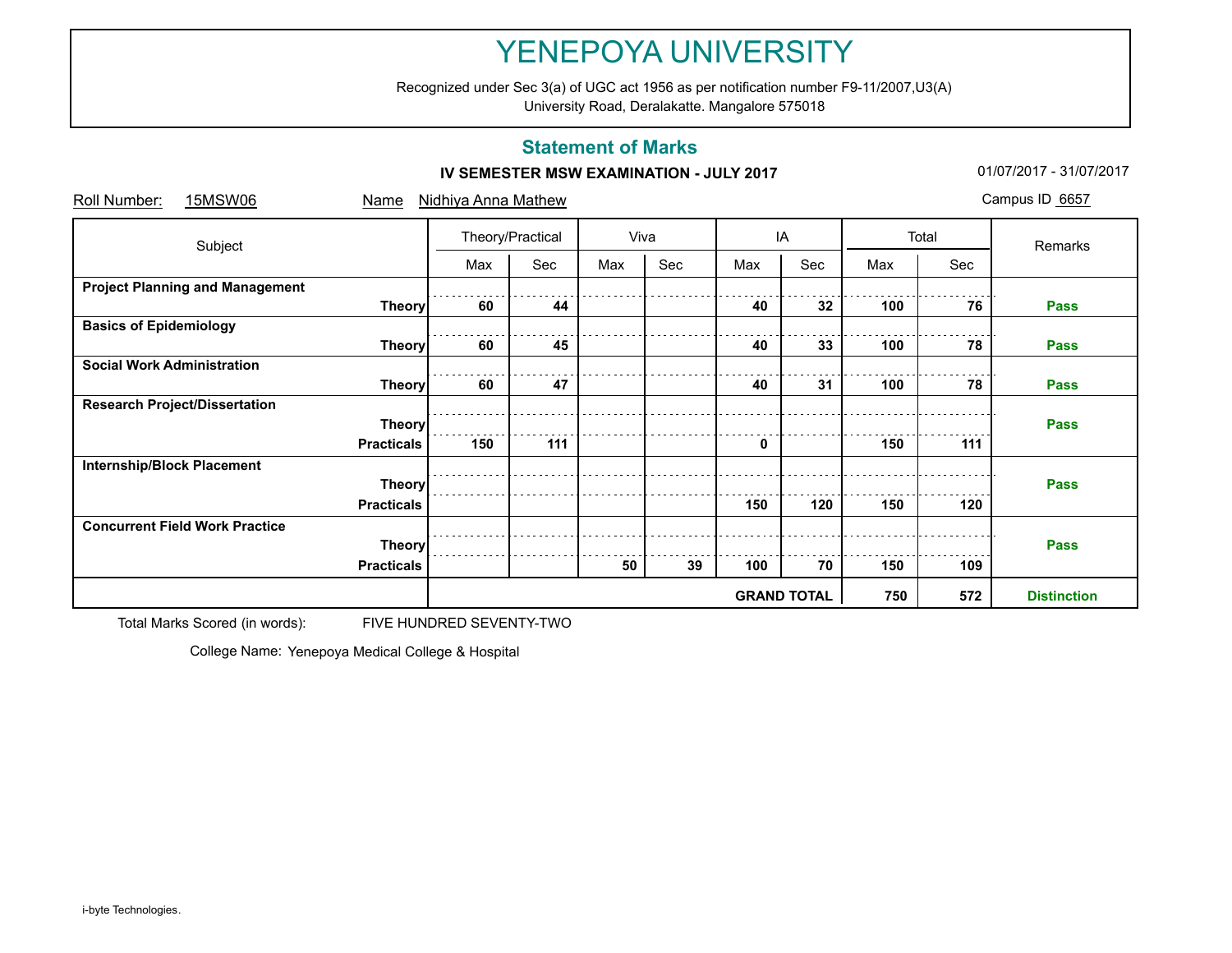# YENEPOYA UNIVERSITY

Recognized under Sec 3(a) of UGC act 1956 as per notification number F9-11/2007,U3(A)
University Road, Deralakatte. Mangalore 575018

## Statement of Marks

**IV SEMESTER MSW EXAMINATION - JULY 2017**

01/07/2017 - 31/07/2017

Roll Number: 15MSW06 &nbsp;&nbsp;&nbsp; Name Nidhiya Anna Mathew &nbsp;&nbsp;&nbsp; Campus ID 6657

| Subject | | Theory/Practical | | Viva | | IA | | Total | | Remarks |
|---|---|---|---|---|---|---|---|---|---|---|
| | | Max | Sec | Max | Sec | Max | Sec | Max | Sec | |
| **Project Planning and Management** | **Theory** | **60** | **44** | | | **40** | **32** | **100** | **76** | **Pass** |
| **Basics of Epidemiology** | **Theory** | **60** | **45** | | | **40** | **33** | **100** | **78** | **Pass** |
| **Social Work Administration** | **Theory** | **60** | **47** | | | **40** | **31** | **100** | **78** | **Pass** |
| **Research Project/Dissertation** | **Theory** | | | | | | | | | **Pass** |
| | **Practicals** | **150** | **111** | | | **0** | | **150** | **111** | |
| **Internship/Block Placement** | **Theory** | | | | | | | | | **Pass** |
| | **Practicals** | | | | | **150** | **120** | **150** | **120** | |
| **Concurrent Field Work Practice** | **Theory** | | | | | | | | | **Pass** |
| | **Practicals** | | | **50** | **39** | **100** | **70** | **150** | **109** | |
| | | | | | | **GRAND TOTAL** | | **750** | **572** | **Distinction** |

Total Marks Scored (in words): FIVE HUNDRED SEVENTY-TWO

College Name: Yenepoya Medical College & Hospital

i-byte Technologies.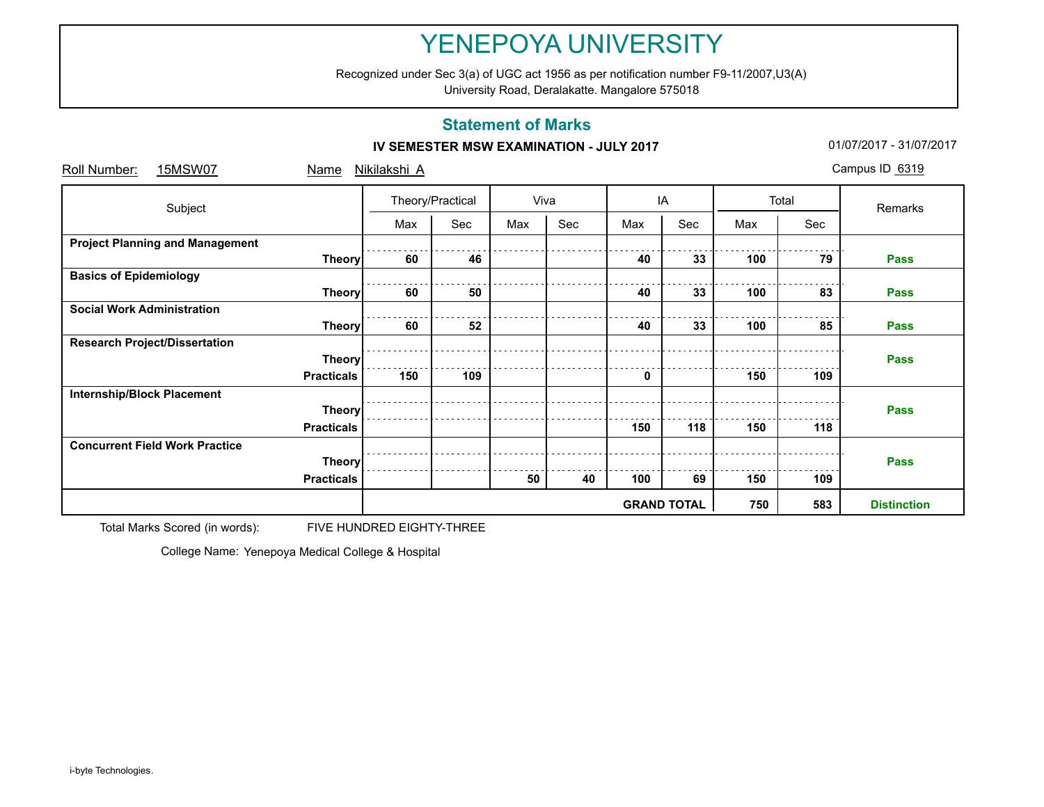# YENEPOYA UNIVERSITY

Recognized under Sec 3(a) of UGC act 1956 as per notification number F9-11/2007,U3(A)
University Road, Deralakatte. Mangalore 575018

## Statement of Marks

**IV SEMESTER MSW EXAMINATION - JULY 2017**

01/07/2017 - 31/07/2017

Roll Number: 15MSW07 &nbsp;&nbsp; Name Nikilakshi A &nbsp;&nbsp; Campus ID 6319

| Subject | | Theory/Practical | | Viva | | IA | | Total | | Remarks |
|---|---|---|---|---|---|---|---|---|---|---|
| | | Max | Sec | Max | Sec | Max | Sec | Max | Sec | |
| **Project Planning and Management** | **Theory** | **60** | **46** | | | **40** | **33** | **100** | **79** | **Pass** |
| **Basics of Epidemiology** | **Theory** | **60** | **50** | | | **40** | **33** | **100** | **83** | **Pass** |
| **Social Work Administration** | **Theory** | **60** | **52** | | | **40** | **33** | **100** | **85** | **Pass** |
| **Research Project/Dissertation** | **Theory** | | | | | | | | | **Pass** |
| | **Practicals** | **150** | **109** | | | **0** | | **150** | **109** | |
| **Internship/Block Placement** | **Theory** | | | | | | | | | **Pass** |
| | **Practicals** | | | | | **150** | **118** | **150** | **118** | |
| **Concurrent Field Work Practice** | **Theory** | | | | | | | | | **Pass** |
| | **Practicals** | | | **50** | **40** | **100** | **69** | **150** | **109** | |
| | | | | | | **GRAND TOTAL** | | **750** | **583** | **Distinction** |

Total Marks Scored (in words): FIVE HUNDRED EIGHTY-THREE

College Name: Yenepoya Medical College & Hospital

i-byte Technologies.